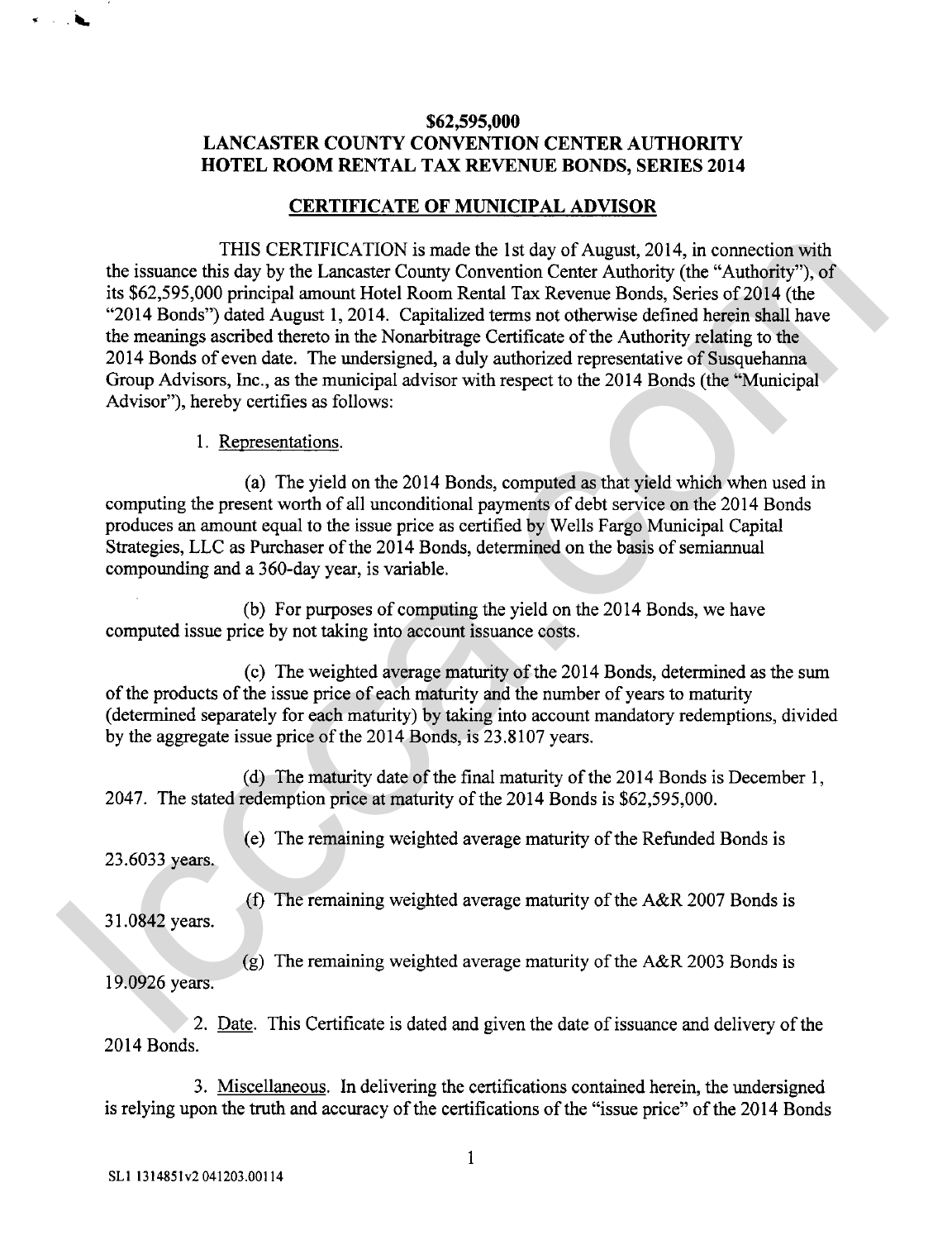**$62,595,000**
**LANCASTER COUNTY CONVENTION CENTER AUTHORITY**
**HOTEL ROOM RENTAL TAX REVENUE BONDS, SERIES 2014**

**CERTIFICATE OF MUNICIPAL ADVISOR**

THIS CERTIFICATION is made the 1st day of August, 2014, in connection with the issuance this day by the Lancaster County Convention Center Authority (the "Authority"), of its $62,595,000 principal amount Hotel Room Rental Tax Revenue Bonds, Series of 2014 (the "2014 Bonds") dated August 1, 2014. Capitalized terms not otherwise defined herein shall have the meanings ascribed thereto in the Nonarbitrage Certificate of the Authority relating to the 2014 Bonds of even date. The undersigned, a duly authorized representative of Susquehanna Group Advisors, Inc., as the municipal advisor with respect to the 2014 Bonds (the "Municipal Advisor"), hereby certifies as follows:

1. Representations.

(a) The yield on the 2014 Bonds, computed as that yield which when used in computing the present worth of all unconditional payments of debt service on the 2014 Bonds produces an amount equal to the issue price as certified by Wells Fargo Municipal Capital Strategies, LLC as Purchaser of the 2014 Bonds, determined on the basis of semiannual compounding and a 360-day year, is variable.

(b) For purposes of computing the yield on the 2014 Bonds, we have computed issue price by not taking into account issuance costs.

(c) The weighted average maturity of the 2014 Bonds, determined as the sum of the products of the issue price of each maturity and the number of years to maturity (determined separately for each maturity) by taking into account mandatory redemptions, divided by the aggregate issue price of the 2014 Bonds, is 23.8107 years.

(d) The maturity date of the final maturity of the 2014 Bonds is December 1, 2047. The stated redemption price at maturity of the 2014 Bonds is $62,595,000.

(e) The remaining weighted average maturity of the Refunded Bonds is 23.6033 years.

(f) The remaining weighted average maturity of the A&R 2007 Bonds is 31.0842 years.

(g) The remaining weighted average maturity of the A&R 2003 Bonds is 19.0926 years.

2. Date. This Certificate is dated and given the date of issuance and delivery of the 2014 Bonds.

3. Miscellaneous. In delivering the certifications contained herein, the undersigned is relying upon the truth and accuracy of the certifications of the "issue price" of the 2014 Bonds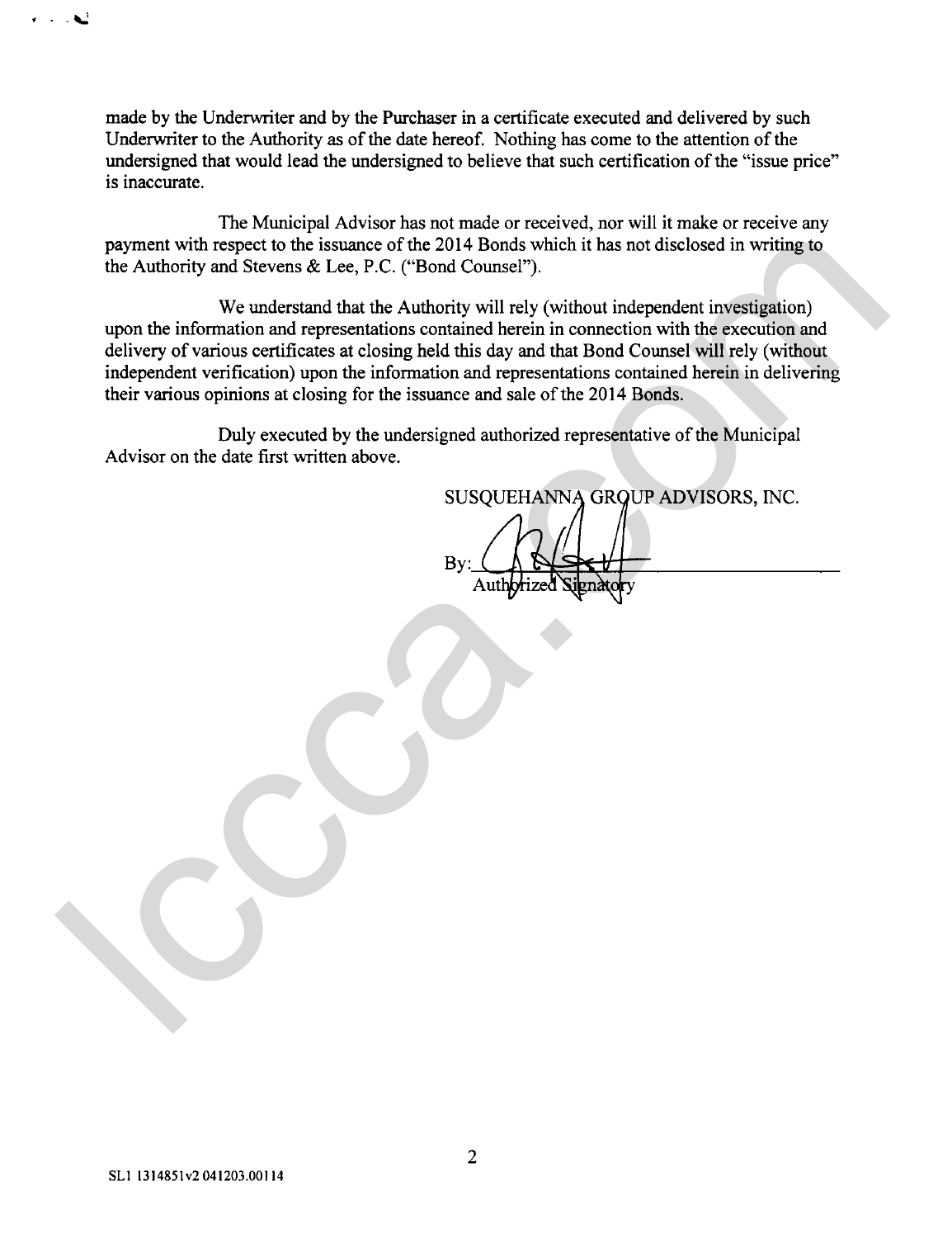made by the Underwriter and by the Purchaser in a certificate executed and delivered by such Underwriter to the Authority as of the date hereof. Nothing has come to the attention of the undersigned that would lead the undersigned to believe that such certification of the "issue price" is inaccurate.

The Municipal Advisor has not made or received, nor will it make or receive any payment with respect to the issuance of the 2014 Bonds which it has not disclosed in writing to the Authority and Stevens & Lee, P.C. ("Bond Counsel").

We understand that the Authority will rely (without independent investigation) upon the information and representations contained herein in connection with the execution and delivery of various certificates at closing held this day and that Bond Counsel will rely (without independent verification) upon the information and representations contained herein in delivering their various opinions at closing for the issuance and sale of the 2014 Bonds.

Duly executed by the undersigned authorized representative of the Municipal Advisor on the date first written above.

SUSQUEHANNA GROUP ADVISORS, INC.

By: \_\_\_\_\_\_\_\_\_\_\_\_\_\_\_\_\_\_\_\_\_\_\_\_\_\_\_\_

Authorized Signatory

SL1 1314851v2 041203.00114